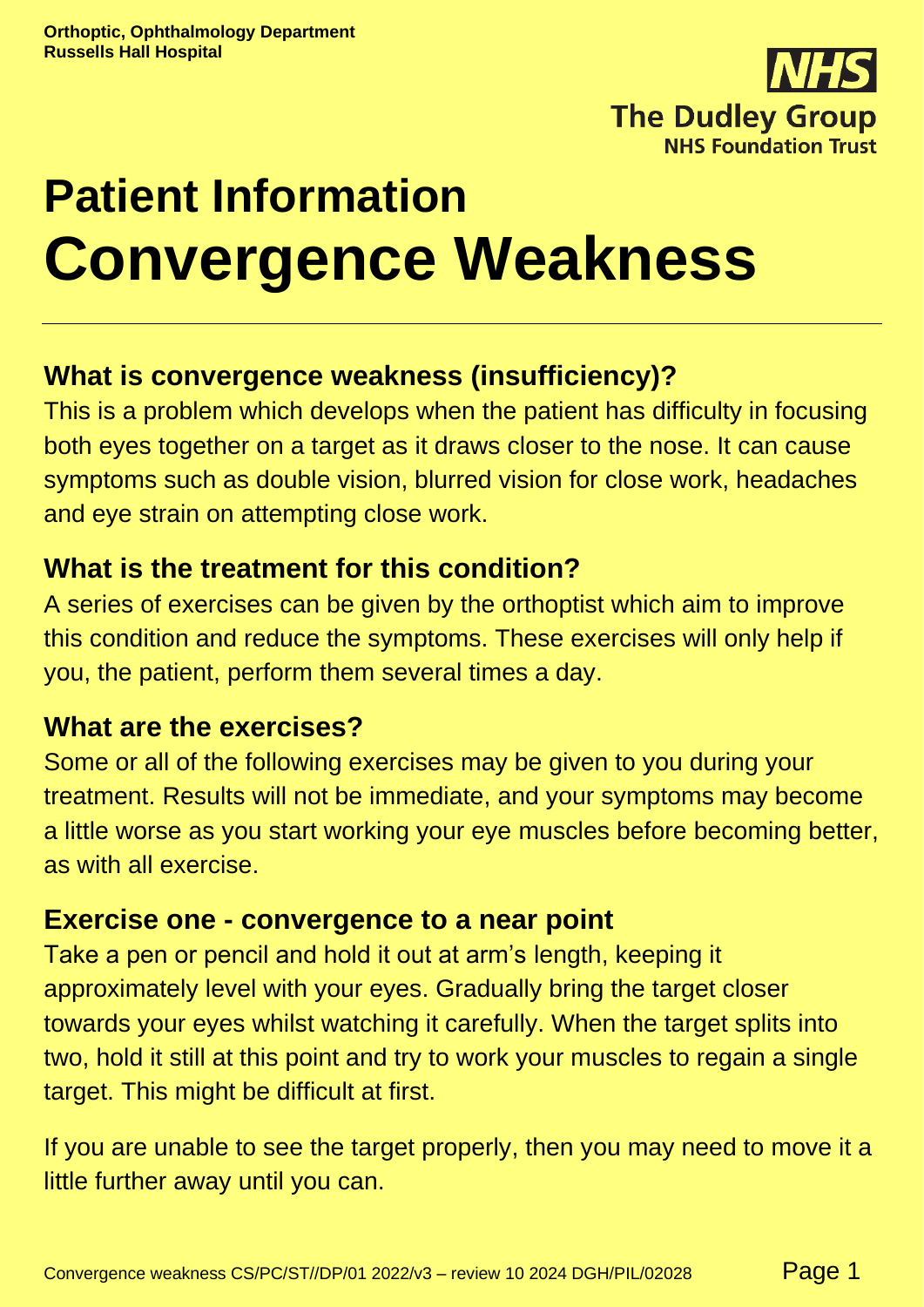Orthoptic, Ophthalmology Department
Russells Hall Hospital

The Dudley Group
NHS Foundation Trust

# Patient Information
# Convergence Weakness

## What is convergence weakness (insufficiency)?

This is a problem which develops when the patient has difficulty in focusing both eyes together on a target as it draws closer to the nose. It can cause symptoms such as double vision, blurred vision for close work, headaches and eye strain on attempting close work.

## What is the treatment for this condition?

A series of exercises can be given by the orthoptist which aim to improve this condition and reduce the symptoms. These exercises will only help if you, the patient, perform them several times a day.

## What are the exercises?

Some or all of the following exercises may be given to you during your treatment. Results will not be immediate, and your symptoms may become a little worse as you start working your eye muscles before becoming better, as with all exercise.

## Exercise one - convergence to a near point

Take a pen or pencil and hold it out at arm's length, keeping it approximately level with your eyes. Gradually bring the target closer towards your eyes whilst watching it carefully. When the target splits into two, hold it still at this point and try to work your muscles to regain a single target. This might be difficult at first.

If you are unable to see the target properly, then you may need to move it a little further away until you can.

Convergence weakness CS/PC/ST//DP/01 2022/v3 – review 10 2024 DGH/PIL/02028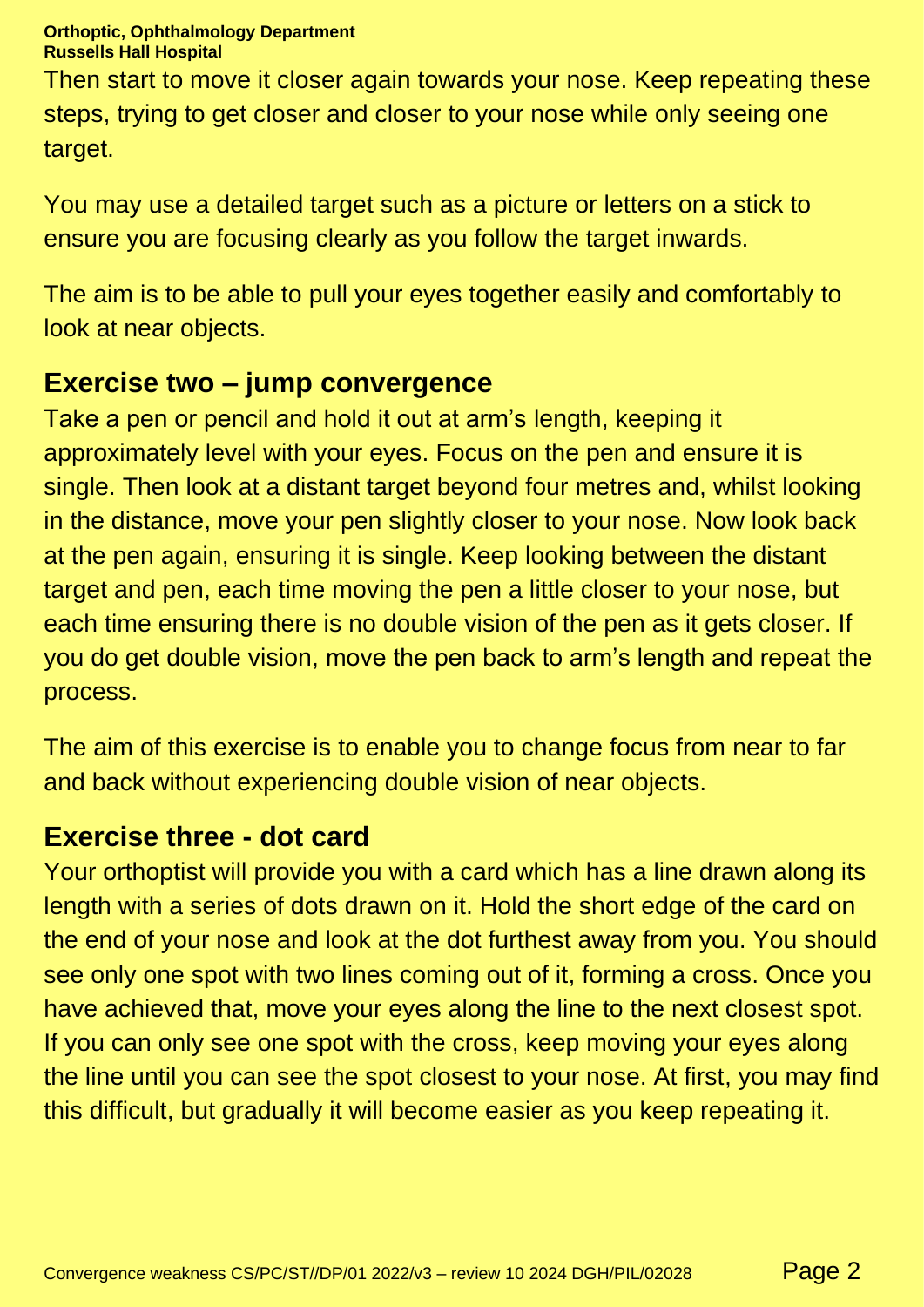Then start to move it closer again towards your nose. Keep repeating these steps, trying to get closer and closer to your nose while only seeing one target.

You may use a detailed target such as a picture or letters on a stick to ensure you are focusing clearly as you follow the target inwards.

The aim is to be able to pull your eyes together easily and comfortably to look at near objects.

## Exercise two – jump convergence

Take a pen or pencil and hold it out at arm's length, keeping it approximately level with your eyes. Focus on the pen and ensure it is single. Then look at a distant target beyond four metres and, whilst looking in the distance, move your pen slightly closer to your nose. Now look back at the pen again, ensuring it is single. Keep looking between the distant target and pen, each time moving the pen a little closer to your nose, but each time ensuring there is no double vision of the pen as it gets closer. If you do get double vision, move the pen back to arm's length and repeat the process.

The aim of this exercise is to enable you to change focus from near to far and back without experiencing double vision of near objects.

## Exercise three - dot card

Your orthoptist will provide you with a card which has a line drawn along its length with a series of dots drawn on it. Hold the short edge of the card on the end of your nose and look at the dot furthest away from you. You should see only one spot with two lines coming out of it, forming a cross. Once you have achieved that, move your eyes along the line to the next closest spot. If you can only see one spot with the cross, keep moving your eyes along the line until you can see the spot closest to your nose. At first, you may find this difficult, but gradually it will become easier as you keep repeating it.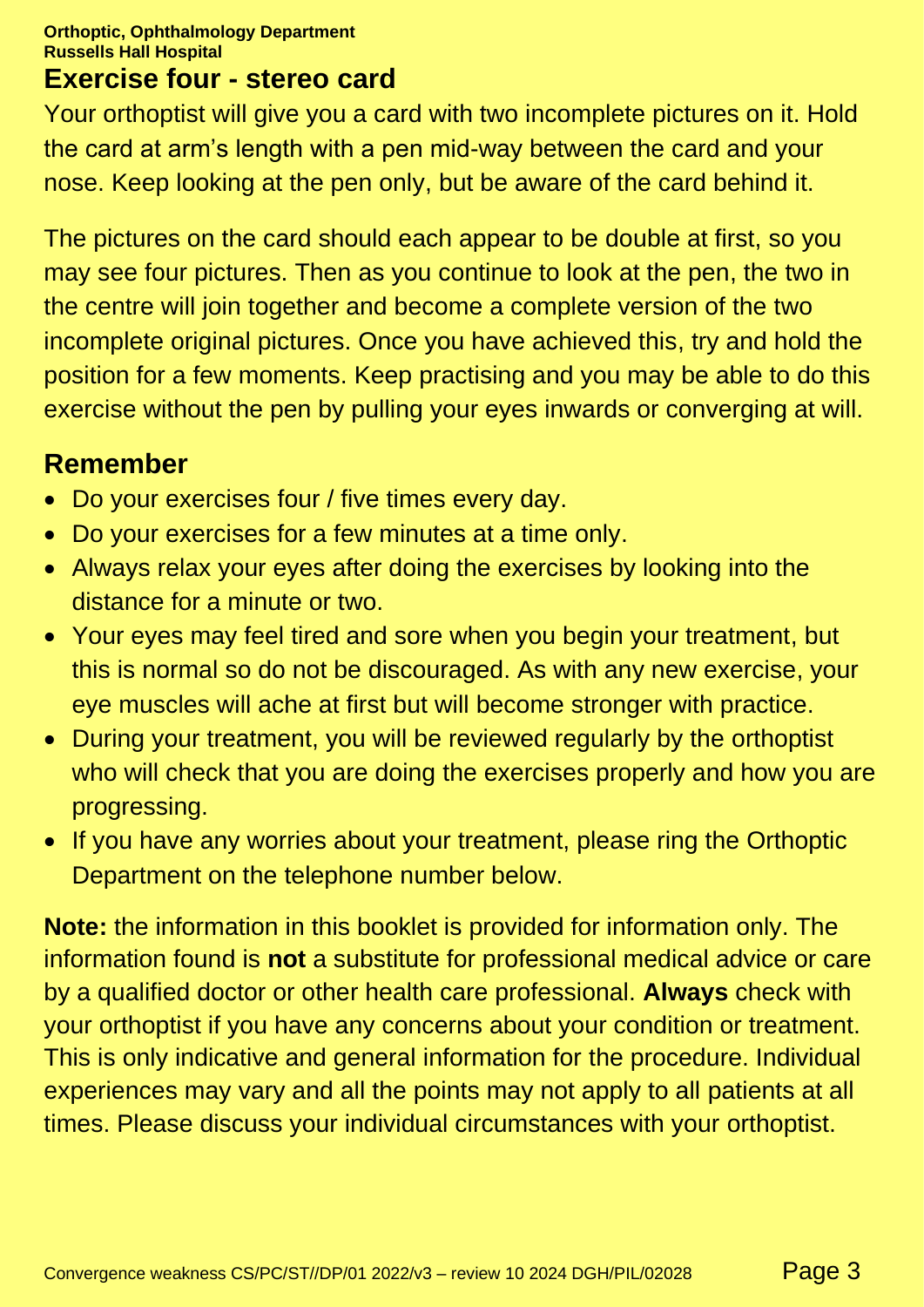## Exercise four - stereo card

Your orthoptist will give you a card with two incomplete pictures on it. Hold the card at arm's length with a pen mid-way between the card and your nose. Keep looking at the pen only, but be aware of the card behind it.

The pictures on the card should each appear to be double at first, so you may see four pictures. Then as you continue to look at the pen, the two in the centre will join together and become a complete version of the two incomplete original pictures. Once you have achieved this, try and hold the position for a few moments. Keep practising and you may be able to do this exercise without the pen by pulling your eyes inwards or converging at will.

## Remember

- Do your exercises four / five times every day.
- Do your exercises for a few minutes at a time only.
- Always relax your eyes after doing the exercises by looking into the distance for a minute or two.
- Your eyes may feel tired and sore when you begin your treatment, but this is normal so do not be discouraged. As with any new exercise, your eye muscles will ache at first but will become stronger with practice.
- During your treatment, you will be reviewed regularly by the orthoptist who will check that you are doing the exercises properly and how you are progressing.
- If you have any worries about your treatment, please ring the Orthoptic Department on the telephone number below.

**Note:** the information in this booklet is provided for information only. The information found is **not** a substitute for professional medical advice or care by a qualified doctor or other health care professional. **Always** check with your orthoptist if you have any concerns about your condition or treatment. This is only indicative and general information for the procedure. Individual experiences may vary and all the points may not apply to all patients at all times. Please discuss your individual circumstances with your orthoptist.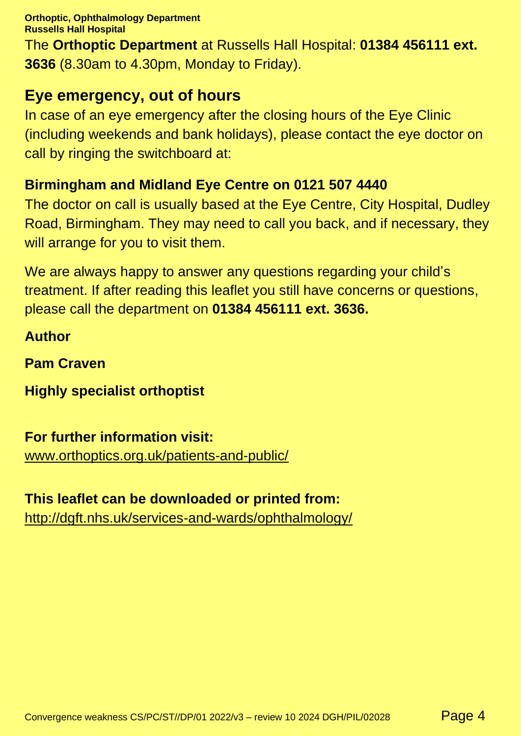**Orthoptic, Ophthalmology Department**
**Russells Hall Hospital**

The **Orthoptic Department** at Russells Hall Hospital: **01384 456111 ext. 3636** (8.30am to 4.30pm, Monday to Friday).

## Eye emergency, out of hours

In case of an eye emergency after the closing hours of the Eye Clinic (including weekends and bank holidays), please contact the eye doctor on call by ringing the switchboard at:

**Birmingham and Midland Eye Centre on 0121 507 4440**

The doctor on call is usually based at the Eye Centre, City Hospital, Dudley Road, Birmingham. They may need to call you back, and if necessary, they will arrange for you to visit them.

We are always happy to answer any questions regarding your child's treatment. If after reading this leaflet you still have concerns or questions, please call the department on **01384 456111 ext. 3636.**

**Author**

**Pam Craven**

**Highly specialist orthoptist**

**For further information visit:**
www.orthoptics.org.uk/patients-and-public/

**This leaflet can be downloaded or printed from:**
http://dgft.nhs.uk/services-and-wards/ophthalmology/

Convergence weakness CS/PC/ST//DP/01 2022/v3 – review 10 2024 DGH/PIL/02028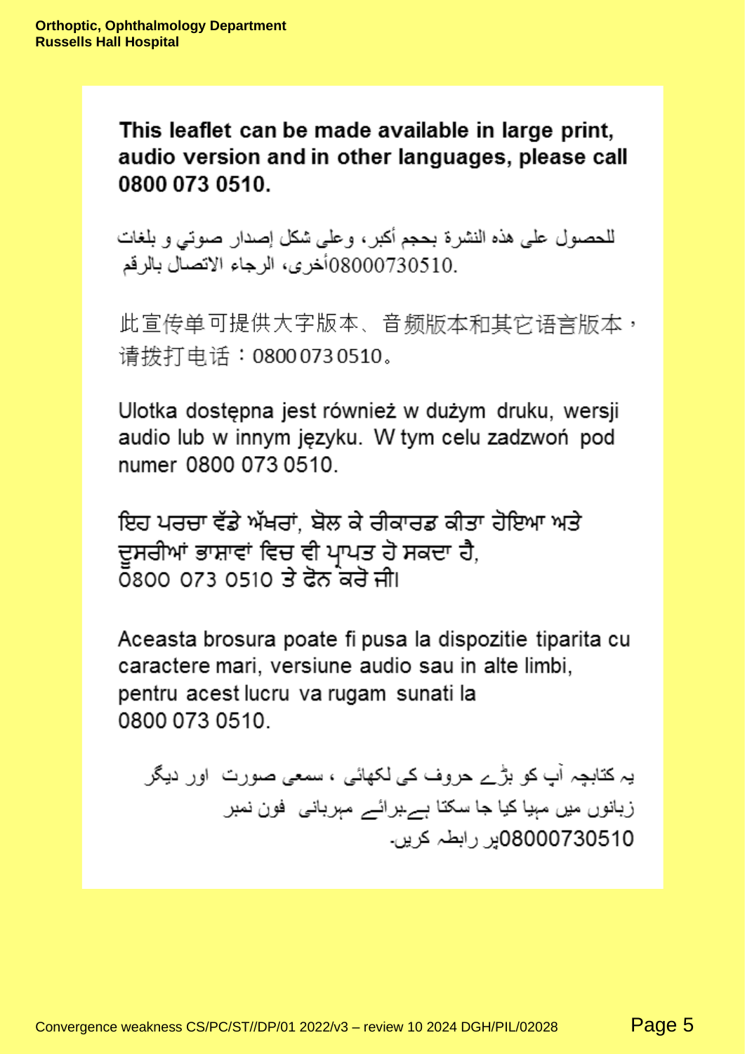**This leaflet can be made available in large print, audio version and in other languages, please call 0800 073 0510.**

للحصول على هذه النشرة بحجم أكبر، وعلى شكل إصدار صوتي و بلغات أخرى، الرجاء الاتصال بالرقم 08000730510.

此宣传单可提供大字版本、音频版本和其它语言版本，请拨打电话：0800 073 0510。

Ulotka dostępna jest również w dużym druku, wersji audio lub w innym języku. W tym celu zadzwoń pod numer 0800 073 0510.

ਇਹ ਪਰਚਾ ਵੱਡੇ ਅੱਖਰਾਂ, ਬੋਲ ਕੇ ਰੀਕਾਰਡ ਕੀਤਾ ਹੋਇਆ ਅਤੇ ਦੂਸਰੀਆਂ ਭਾਸ਼ਾਵਾਂ ਵਿਚ ਵੀ ਪ੍ਰਾਪਤ ਹੋ ਸਕਦਾ ਹੈ, 0800 073 0510 ਤੇ ਫੋਨ ਕਰੋ ਜੀ।

Aceasta brosura poate fi pusa la dispozitie tiparita cu caractere mari, versiune audio sau in alte limbi, pentru acest lucru va rugam sunati la 0800 073 0510.

یہ کتابچہ آپ کو بڑے حروف کی لکھائی ، سمعی صورت اور دیگر زبانوں میں مہیا کیا جا سکتا ہے۔برائے مہربانی فون نمبر 08000730510پر رابطہ کریں۔